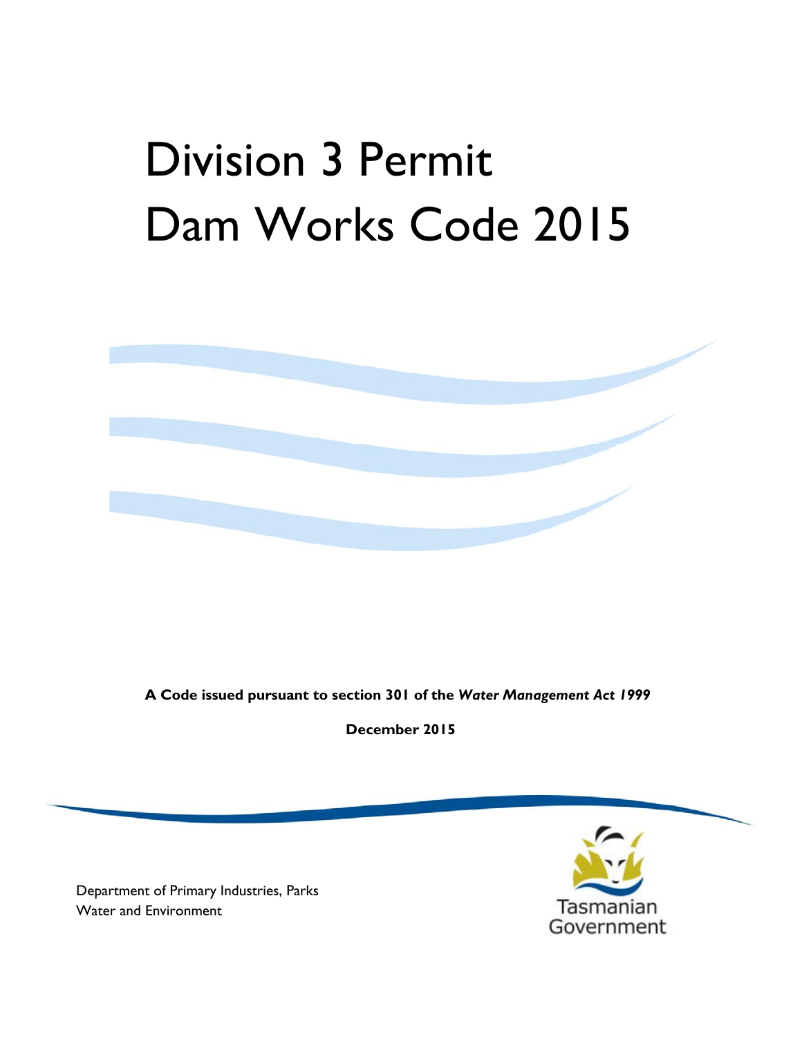# Division 3 Permit Dam Works Code 2015

**A Code issued pursuant to section 301 of the *Water Management Act 1999***

**December 2015**

Department of Primary Industries, Parks Water and Environment

Tasmanian Government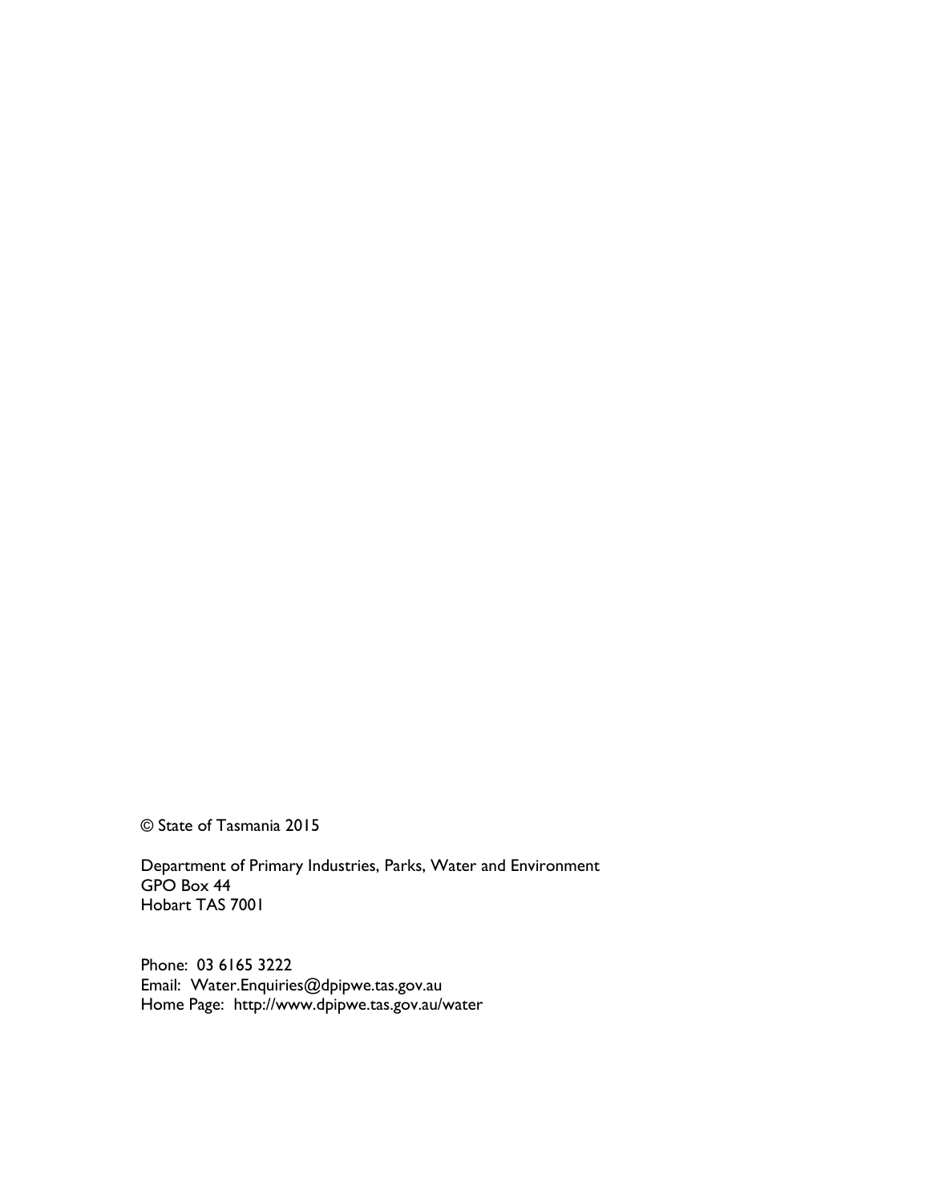© State of Tasmania 2015

Department of Primary Industries, Parks, Water and Environment
GPO Box 44
Hobart TAS 7001

Phone: 03 6165 3222
Email: Water.Enquiries@dpipwe.tas.gov.au
Home Page: http://www.dpipwe.tas.gov.au/water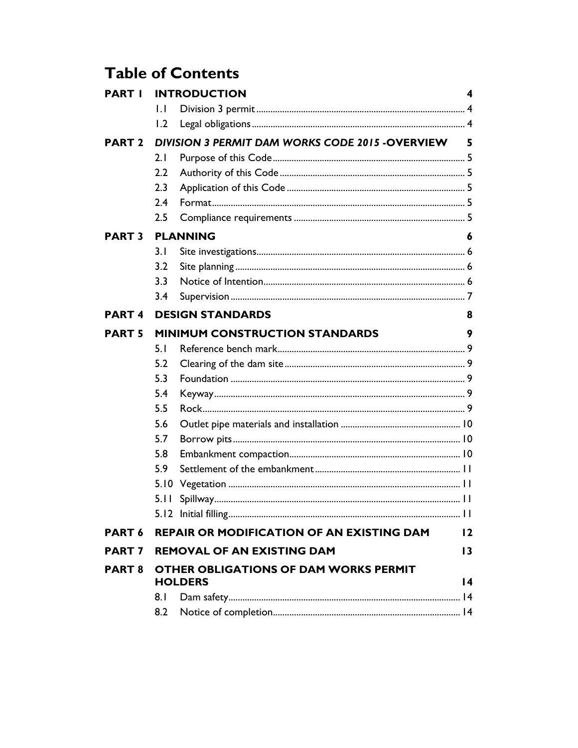# Table of Contents

| | | |
|---|---|---|
| **PART 1** | **INTRODUCTION** | **4** |
| 1.1 | Division 3 permit | 4 |
| 1.2 | Legal obligations | 4 |
| **PART 2** | ***DIVISION 3 PERMIT DAM WORKS CODE 2015* -OVERVIEW** | **5** |
| 2.1 | Purpose of this Code | 5 |
| 2.2 | Authority of this Code | 5 |
| 2.3 | Application of this Code | 5 |
| 2.4 | Format | 5 |
| 2.5 | Compliance requirements | 5 |
| **PART 3** | **PLANNING** | **6** |
| 3.1 | Site investigations | 6 |
| 3.2 | Site planning | 6 |
| 3.3 | Notice of Intention | 6 |
| 3.4 | Supervision | 7 |
| **PART 4** | **DESIGN STANDARDS** | **8** |
| **PART 5** | **MINIMUM CONSTRUCTION STANDARDS** | **9** |
| 5.1 | Reference bench mark | 9 |
| 5.2 | Clearing of the dam site | 9 |
| 5.3 | Foundation | 9 |
| 5.4 | Keyway | 9 |
| 5.5 | Rock | 9 |
| 5.6 | Outlet pipe materials and installation | 10 |
| 5.7 | Borrow pits | 10 |
| 5.8 | Embankment compaction | 10 |
| 5.9 | Settlement of the embankment | 11 |
| 5.10 | Vegetation | 11 |
| 5.11 | Spillway | 11 |
| 5.12 | Initial filling | 11 |
| **PART 6** | **REPAIR OR MODIFICATION OF AN EXISTING DAM** | **12** |
| **PART 7** | **REMOVAL OF AN EXISTING DAM** | **13** |
| **PART 8** | **OTHER OBLIGATIONS OF DAM WORKS PERMIT HOLDERS** | **14** |
| 8.1 | Dam safety | 14 |
| 8.2 | Notice of completion | 14 |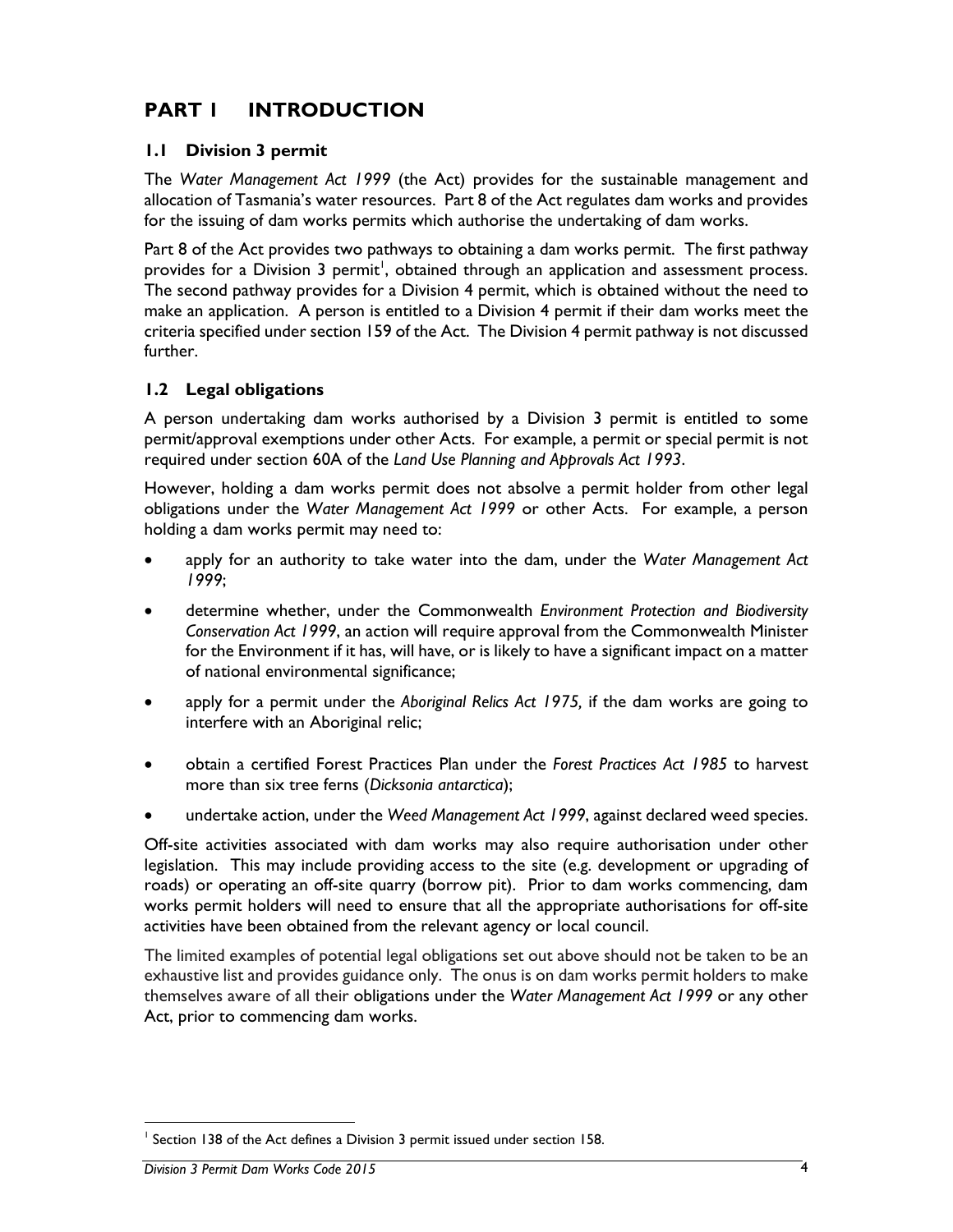# PART 1 INTRODUCTION

## 1.1 Division 3 permit

The *Water Management Act 1999* (the Act) provides for the sustainable management and allocation of Tasmania's water resources. Part 8 of the Act regulates dam works and provides for the issuing of dam works permits which authorise the undertaking of dam works.

Part 8 of the Act provides two pathways to obtaining a dam works permit. The first pathway provides for a Division 3 permit[1], obtained through an application and assessment process. The second pathway provides for a Division 4 permit, which is obtained without the need to make an application. A person is entitled to a Division 4 permit if their dam works meet the criteria specified under section 159 of the Act. The Division 4 permit pathway is not discussed further.

## 1.2 Legal obligations

A person undertaking dam works authorised by a Division 3 permit is entitled to some permit/approval exemptions under other Acts. For example, a permit or special permit is not required under section 60A of the *Land Use Planning and Approvals Act 1993*.

However, holding a dam works permit does not absolve a permit holder from other legal obligations under the *Water Management Act 1999* or other Acts. For example, a person holding a dam works permit may need to:

- apply for an authority to take water into the dam, under the *Water Management Act 1999*;
- determine whether, under the Commonwealth *Environment Protection and Biodiversity Conservation Act 1999*, an action will require approval from the Commonwealth Minister for the Environment if it has, will have, or is likely to have a significant impact on a matter of national environmental significance;
- apply for a permit under the *Aboriginal Relics Act 1975,* if the dam works are going to interfere with an Aboriginal relic;
- obtain a certified Forest Practices Plan under the *Forest Practices Act 1985* to harvest more than six tree ferns (*Dicksonia antarctica*);
- undertake action, under the *Weed Management Act 1999*, against declared weed species.

Off-site activities associated with dam works may also require authorisation under other legislation. This may include providing access to the site (e.g. development or upgrading of roads) or operating an off-site quarry (borrow pit). Prior to dam works commencing, dam works permit holders will need to ensure that all the appropriate authorisations for off-site activities have been obtained from the relevant agency or local council.

The limited examples of potential legal obligations set out above should not be taken to be an exhaustive list and provides guidance only. The onus is on dam works permit holders to make themselves aware of all their obligations under the *Water Management Act 1999* or any other Act, prior to commencing dam works.

---

[1] Section 138 of the Act defines a Division 3 permit issued under section 158.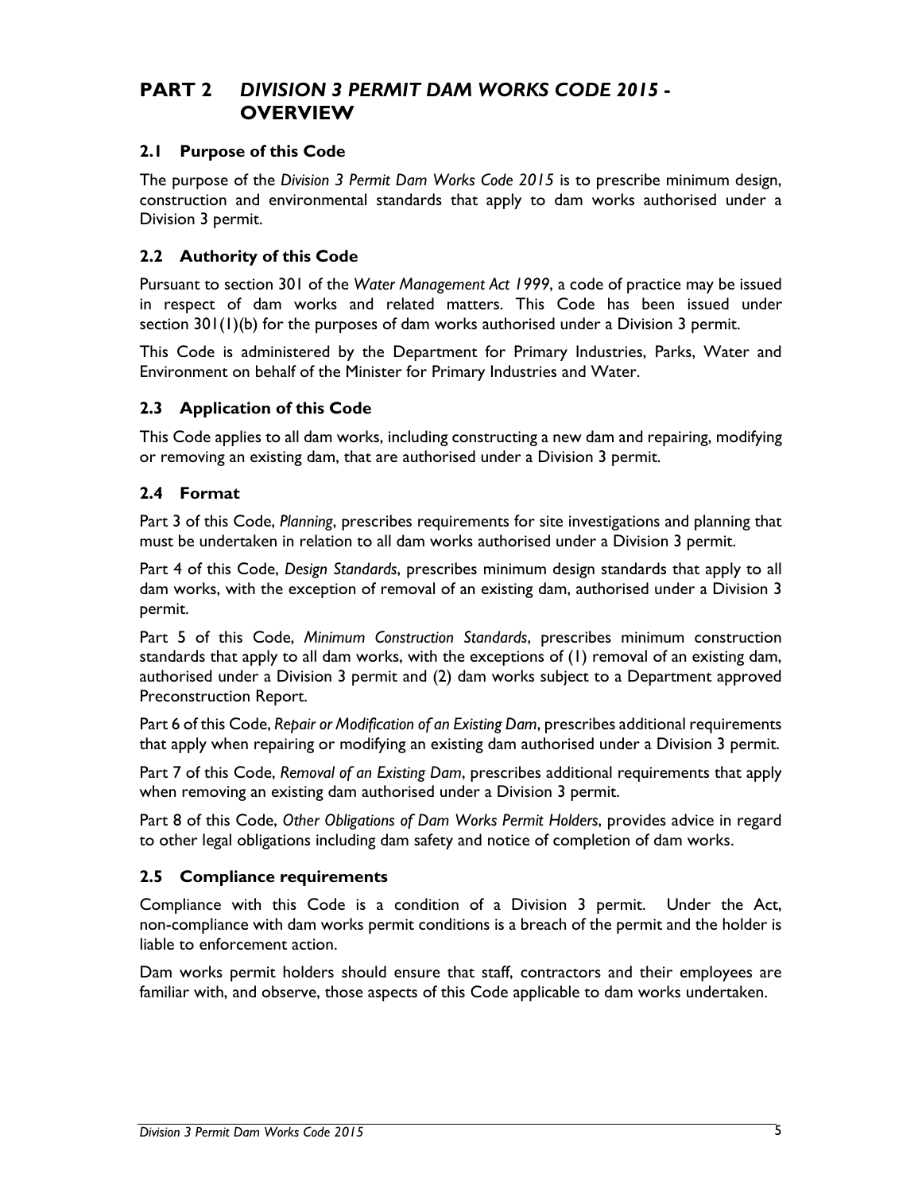# PART 2 *DIVISION 3 PERMIT DAM WORKS CODE 2015* - OVERVIEW

## 2.1 Purpose of this Code

The purpose of the *Division 3 Permit Dam Works Code 2015* is to prescribe minimum design, construction and environmental standards that apply to dam works authorised under a Division 3 permit.

## 2.2 Authority of this Code

Pursuant to section 301 of the *Water Management Act 1999*, a code of practice may be issued in respect of dam works and related matters. This Code has been issued under section 301(1)(b) for the purposes of dam works authorised under a Division 3 permit.

This Code is administered by the Department for Primary Industries, Parks, Water and Environment on behalf of the Minister for Primary Industries and Water.

## 2.3 Application of this Code

This Code applies to all dam works, including constructing a new dam and repairing, modifying or removing an existing dam, that are authorised under a Division 3 permit.

## 2.4 Format

Part 3 of this Code, *Planning*, prescribes requirements for site investigations and planning that must be undertaken in relation to all dam works authorised under a Division 3 permit.

Part 4 of this Code, *Design Standards*, prescribes minimum design standards that apply to all dam works, with the exception of removal of an existing dam, authorised under a Division 3 permit.

Part 5 of this Code, *Minimum Construction Standards*, prescribes minimum construction standards that apply to all dam works, with the exceptions of (1) removal of an existing dam, authorised under a Division 3 permit and (2) dam works subject to a Department approved Preconstruction Report.

Part 6 of this Code, *Repair or Modification of an Existing Dam*, prescribes additional requirements that apply when repairing or modifying an existing dam authorised under a Division 3 permit.

Part 7 of this Code, *Removal of an Existing Dam*, prescribes additional requirements that apply when removing an existing dam authorised under a Division 3 permit.

Part 8 of this Code, *Other Obligations of Dam Works Permit Holders*, provides advice in regard to other legal obligations including dam safety and notice of completion of dam works.

## 2.5 Compliance requirements

Compliance with this Code is a condition of a Division 3 permit. Under the Act, non-compliance with dam works permit conditions is a breach of the permit and the holder is liable to enforcement action.

Dam works permit holders should ensure that staff, contractors and their employees are familiar with, and observe, those aspects of this Code applicable to dam works undertaken.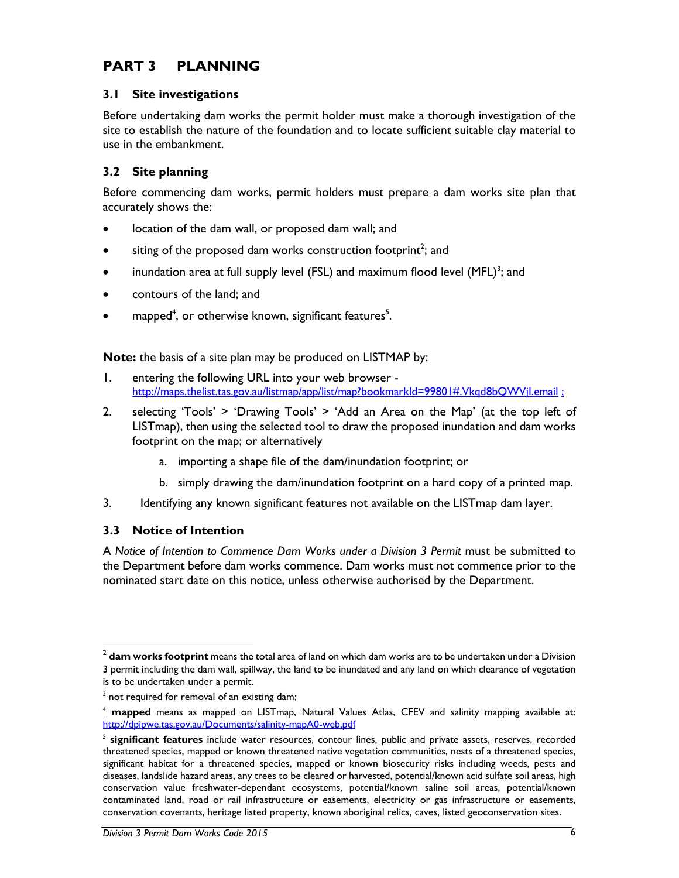# PART 3 PLANNING

## 3.1 Site investigations

Before undertaking dam works the permit holder must make a thorough investigation of the site to establish the nature of the foundation and to locate sufficient suitable clay material to use in the embankment.

## 3.2 Site planning

Before commencing dam works, permit holders must prepare a dam works site plan that accurately shows the:

- location of the dam wall, or proposed dam wall; and
- siting of the proposed dam works construction footprint[2]; and
- inundation area at full supply level (FSL) and maximum flood level (MFL)[3]; and
- contours of the land; and
- mapped[4], or otherwise known, significant features[5].

**Note:** the basis of a site plan may be produced on LISTMAP by:

1. entering the following URL into your web browser - http://maps.thelist.tas.gov.au/listmap/app/list/map?bookmarkId=99801#.Vkqd8bQWVjI.email ;
2. selecting 'Tools' > 'Drawing Tools' > 'Add an Area on the Map' (at the top left of LISTmap), then using the selected tool to draw the proposed inundation and dam works footprint on the map; or alternatively
    a. importing a shape file of the dam/inundation footprint; or
    b. simply drawing the dam/inundation footprint on a hard copy of a printed map.
3. Identifying any known significant features not available on the LISTmap dam layer.

## 3.3 Notice of Intention

A *Notice of Intention to Commence Dam Works under a Division 3 Permit* must be submitted to the Department before dam works commence. Dam works must not commence prior to the nominated start date on this notice, unless otherwise authorised by the Department.

---

[2] **dam works footprint** means the total area of land on which dam works are to be undertaken under a Division 3 permit including the dam wall, spillway, the land to be inundated and any land on which clearance of vegetation is to be undertaken under a permit.

[3] not required for removal of an existing dam;

[4] **mapped** means as mapped on LISTmap, Natural Values Atlas, CFEV and salinity mapping available at: http://dpipwe.tas.gov.au/Documents/salinity-mapA0-web.pdf

[5] **significant features** include water resources, contour lines, public and private assets, reserves, recorded threatened species, mapped or known threatened native vegetation communities, nests of a threatened species, significant habitat for a threatened species, mapped or known biosecurity risks including weeds, pests and diseases, landslide hazard areas, any trees to be cleared or harvested, potential/known acid sulfate soil areas, high conservation value freshwater-dependant ecosystems, potential/known saline soil areas, potential/known contaminated land, road or rail infrastructure or easements, electricity or gas infrastructure or easements, conservation covenants, heritage listed property, known aboriginal relics, caves, listed geoconservation sites.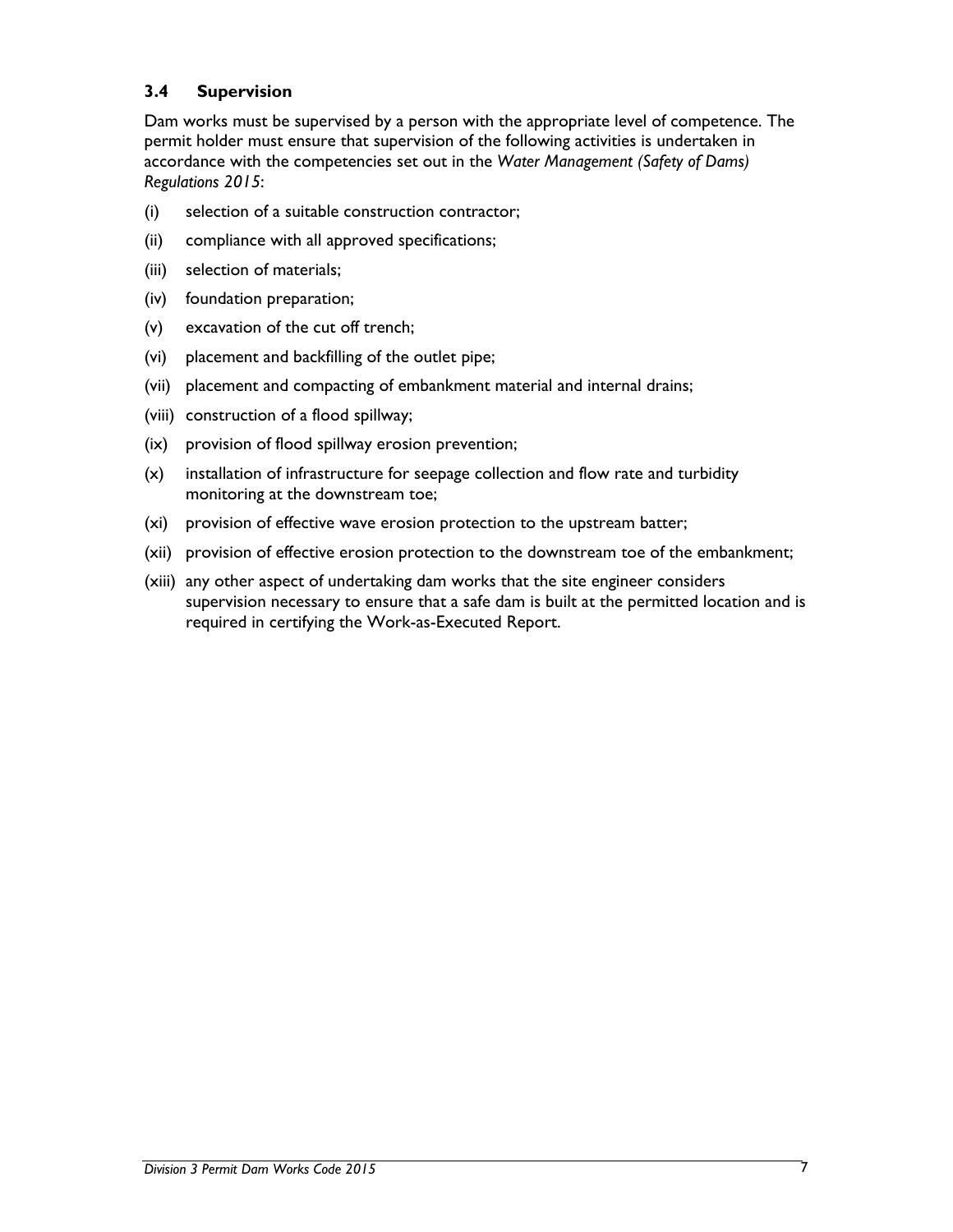### 3.4 Supervision

Dam works must be supervised by a person with the appropriate level of competence. The permit holder must ensure that supervision of the following activities is undertaken in accordance with the competencies set out in the *Water Management (Safety of Dams) Regulations 2015*:

(i) selection of a suitable construction contractor;

(ii) compliance with all approved specifications;

(iii) selection of materials;

(iv) foundation preparation;

(v) excavation of the cut off trench;

(vi) placement and backfilling of the outlet pipe;

(vii) placement and compacting of embankment material and internal drains;

(viii) construction of a flood spillway;

(ix) provision of flood spillway erosion prevention;

(x) installation of infrastructure for seepage collection and flow rate and turbidity monitoring at the downstream toe;

(xi) provision of effective wave erosion protection to the upstream batter;

(xii) provision of effective erosion protection to the downstream toe of the embankment;

(xiii) any other aspect of undertaking dam works that the site engineer considers supervision necessary to ensure that a safe dam is built at the permitted location and is required in certifying the Work-as-Executed Report.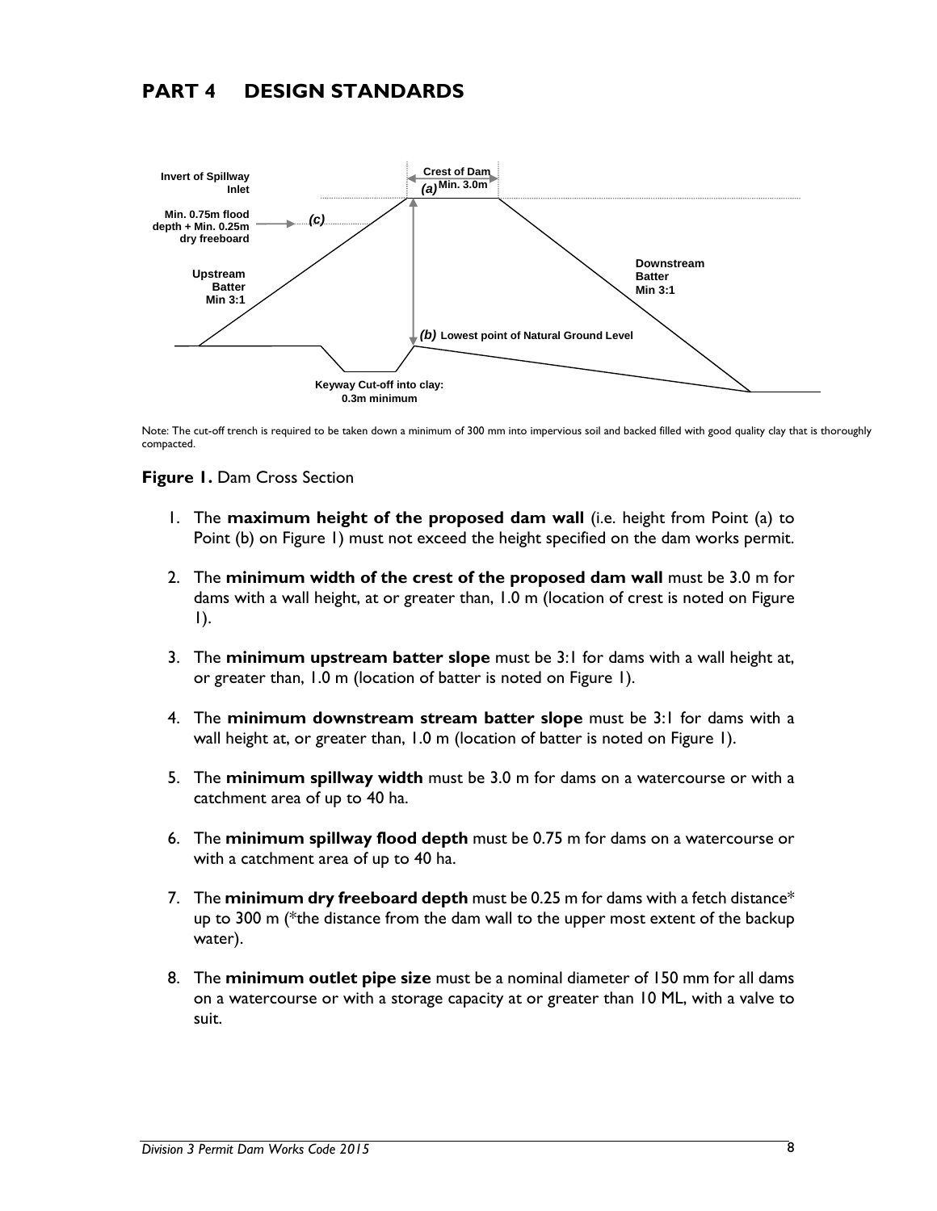# PART 4 DESIGN STANDARDS

Invert of Spillway Inlet

Min. 0.75m flood depth + Min. 0.25m dry freeboard (c)

Crest of Dam (a) Min. 3.0m

Upstream Batter Min 3:1

Downstream Batter Min 3:1

(b) Lowest point of Natural Ground Level

Keyway Cut-off into clay: 0.3m minimum

Note: The cut-off trench is required to be taken down a minimum of 300 mm into impervious soil and backed filled with good quality clay that is thoroughly compacted.

**Figure 1.** Dam Cross Section

1. The **maximum height of the proposed dam wall** (i.e. height from Point (a) to Point (b) on Figure 1) must not exceed the height specified on the dam works permit.

2. The **minimum width of the crest of the proposed dam wall** must be 3.0 m for dams with a wall height, at or greater than, 1.0 m (location of crest is noted on Figure 1).

3. The **minimum upstream batter slope** must be 3:1 for dams with a wall height at, or greater than, 1.0 m (location of batter is noted on Figure 1).

4. The **minimum downstream stream batter slope** must be 3:1 for dams with a wall height at, or greater than, 1.0 m (location of batter is noted on Figure 1).

5. The **minimum spillway width** must be 3.0 m for dams on a watercourse or with a catchment area of up to 40 ha.

6. The **minimum spillway flood depth** must be 0.75 m for dams on a watercourse or with a catchment area of up to 40 ha.

7. The **minimum dry freeboard depth** must be 0.25 m for dams with a fetch distance* up to 300 m (*the distance from the dam wall to the upper most extent of the backup water).

8. The **minimum outlet pipe size** must be a nominal diameter of 150 mm for all dams on a watercourse or with a storage capacity at or greater than 10 ML, with a valve to suit.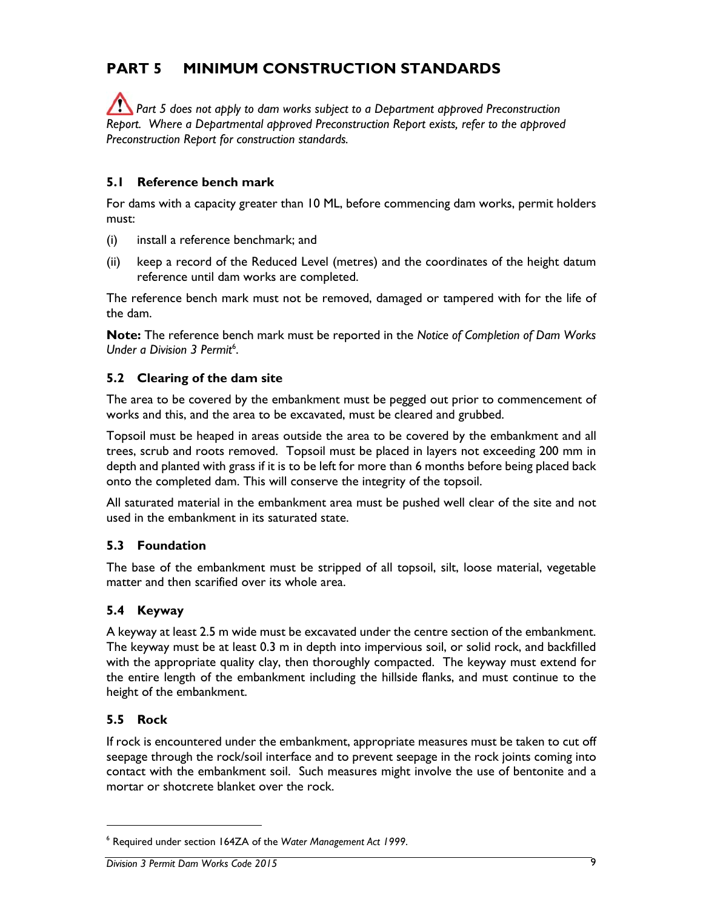# PART 5 MINIMUM CONSTRUCTION STANDARDS

*Part 5 does not apply to dam works subject to a Department approved Preconstruction Report. Where a Departmental approved Preconstruction Report exists, refer to the approved Preconstruction Report for construction standards.*

## 5.1 Reference bench mark

For dams with a capacity greater than 10 ML, before commencing dam works, permit holders must:

(i) install a reference benchmark; and

(ii) keep a record of the Reduced Level (metres) and the coordinates of the height datum reference until dam works are completed.

The reference bench mark must not be removed, damaged or tampered with for the life of the dam.

**Note:** The reference bench mark must be reported in the *Notice of Completion of Dam Works Under a Division 3 Permit*[6].

## 5.2 Clearing of the dam site

The area to be covered by the embankment must be pegged out prior to commencement of works and this, and the area to be excavated, must be cleared and grubbed.

Topsoil must be heaped in areas outside the area to be covered by the embankment and all trees, scrub and roots removed. Topsoil must be placed in layers not exceeding 200 mm in depth and planted with grass if it is to be left for more than 6 months before being placed back onto the completed dam. This will conserve the integrity of the topsoil.

All saturated material in the embankment area must be pushed well clear of the site and not used in the embankment in its saturated state.

## 5.3 Foundation

The base of the embankment must be stripped of all topsoil, silt, loose material, vegetable matter and then scarified over its whole area.

## 5.4 Keyway

A keyway at least 2.5 m wide must be excavated under the centre section of the embankment. The keyway must be at least 0.3 m in depth into impervious soil, or solid rock, and backfilled with the appropriate quality clay, then thoroughly compacted. The keyway must extend for the entire length of the embankment including the hillside flanks, and must continue to the height of the embankment.

## 5.5 Rock

If rock is encountered under the embankment, appropriate measures must be taken to cut off seepage through the rock/soil interface and to prevent seepage in the rock joints coming into contact with the embankment soil. Such measures might involve the use of bentonite and a mortar or shotcrete blanket over the rock.

---

[6] Required under section 164ZA of the *Water Management Act 1999*.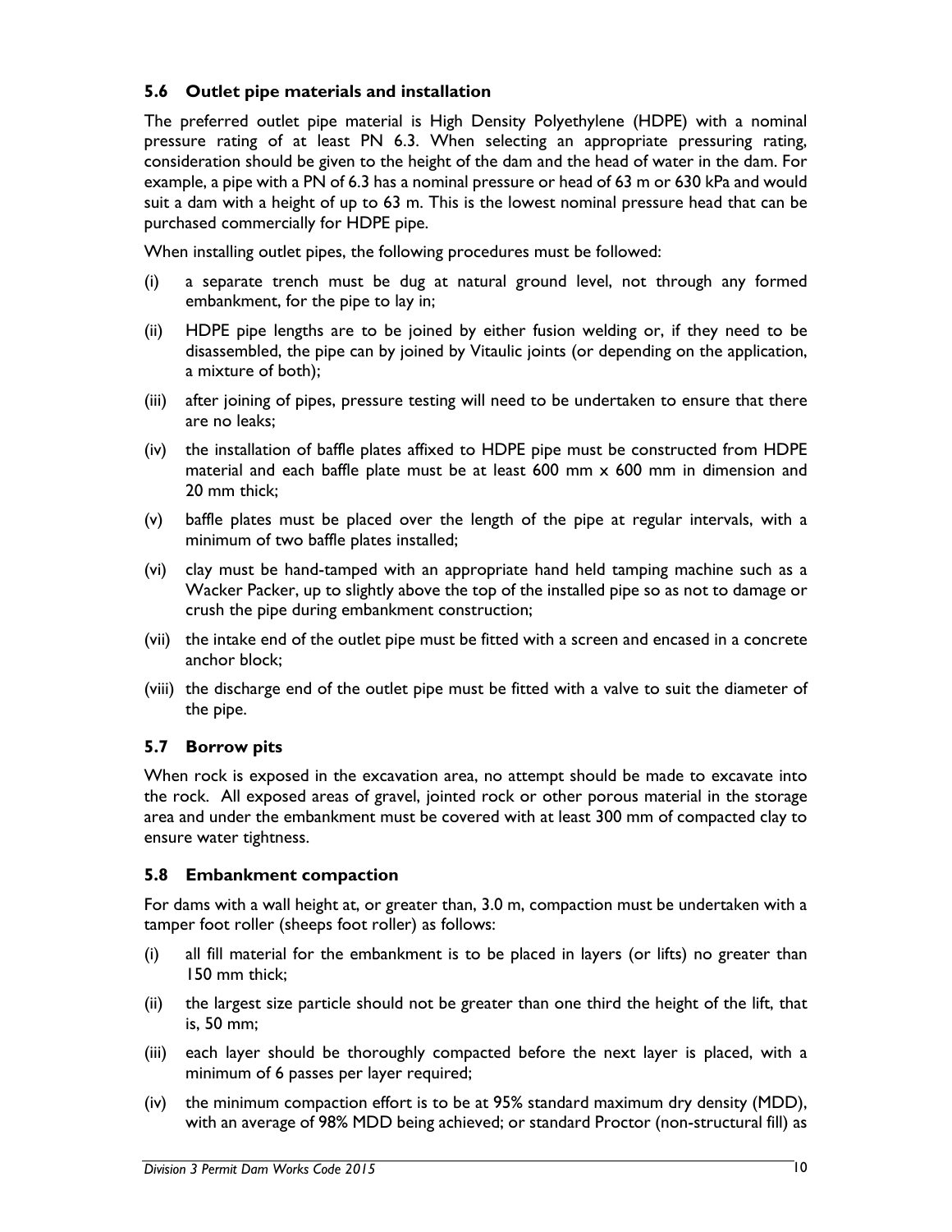### 5.6 Outlet pipe materials and installation

The preferred outlet pipe material is High Density Polyethylene (HDPE) with a nominal pressure rating of at least PN 6.3. When selecting an appropriate pressuring rating, consideration should be given to the height of the dam and the head of water in the dam. For example, a pipe with a PN of 6.3 has a nominal pressure or head of 63 m or 630 kPa and would suit a dam with a height of up to 63 m. This is the lowest nominal pressure head that can be purchased commercially for HDPE pipe.

When installing outlet pipes, the following procedures must be followed:

(i) a separate trench must be dug at natural ground level, not through any formed embankment, for the pipe to lay in;

(ii) HDPE pipe lengths are to be joined by either fusion welding or, if they need to be disassembled, the pipe can by joined by Vitaulic joints (or depending on the application, a mixture of both);

(iii) after joining of pipes, pressure testing will need to be undertaken to ensure that there are no leaks;

(iv) the installation of baffle plates affixed to HDPE pipe must be constructed from HDPE material and each baffle plate must be at least 600 mm x 600 mm in dimension and 20 mm thick;

(v) baffle plates must be placed over the length of the pipe at regular intervals, with a minimum of two baffle plates installed;

(vi) clay must be hand-tamped with an appropriate hand held tamping machine such as a Wacker Packer, up to slightly above the top of the installed pipe so as not to damage or crush the pipe during embankment construction;

(vii) the intake end of the outlet pipe must be fitted with a screen and encased in a concrete anchor block;

(viii) the discharge end of the outlet pipe must be fitted with a valve to suit the diameter of the pipe.

### 5.7 Borrow pits

When rock is exposed in the excavation area, no attempt should be made to excavate into the rock. All exposed areas of gravel, jointed rock or other porous material in the storage area and under the embankment must be covered with at least 300 mm of compacted clay to ensure water tightness.

### 5.8 Embankment compaction

For dams with a wall height at, or greater than, 3.0 m, compaction must be undertaken with a tamper foot roller (sheeps foot roller) as follows:

(i) all fill material for the embankment is to be placed in layers (or lifts) no greater than 150 mm thick;

(ii) the largest size particle should not be greater than one third the height of the lift, that is, 50 mm;

(iii) each layer should be thoroughly compacted before the next layer is placed, with a minimum of 6 passes per layer required;

(iv) the minimum compaction effort is to be at 95% standard maximum dry density (MDD), with an average of 98% MDD being achieved; or standard Proctor (non-structural fill) as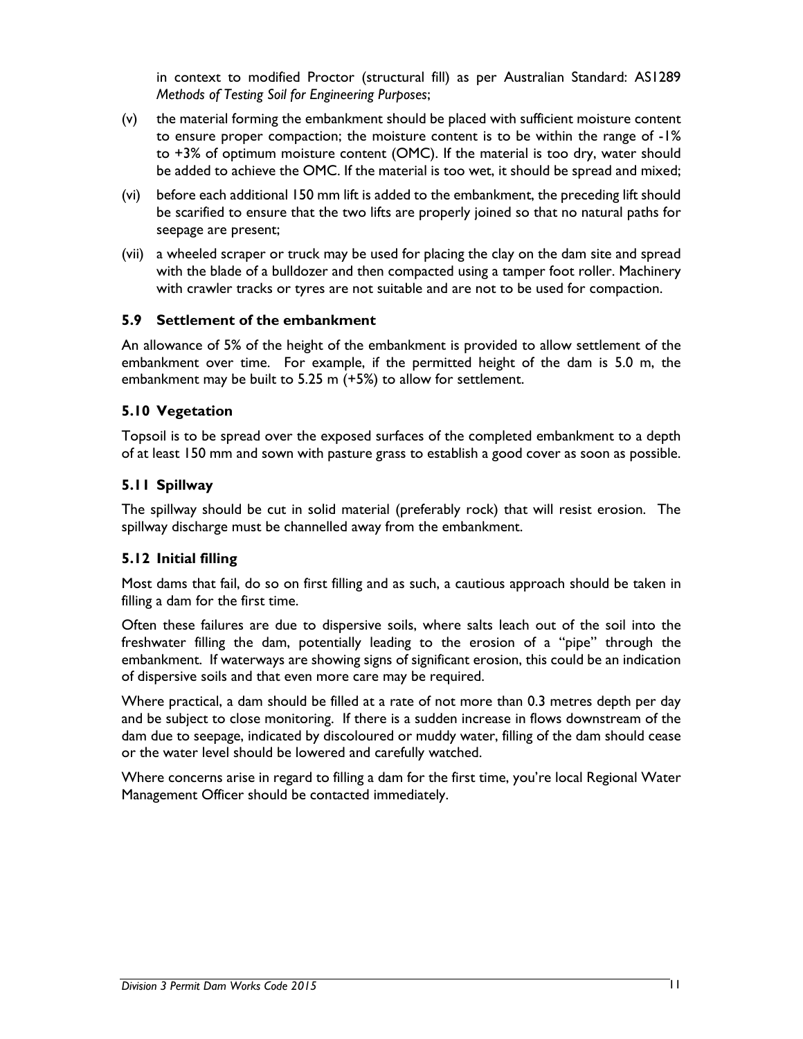in context to modified Proctor (structural fill) as per Australian Standard: AS1289 *Methods of Testing Soil for Engineering Purposes*;

(v) the material forming the embankment should be placed with sufficient moisture content to ensure proper compaction; the moisture content is to be within the range of -1% to +3% of optimum moisture content (OMC). If the material is too dry, water should be added to achieve the OMC. If the material is too wet, it should be spread and mixed;

(vi) before each additional 150 mm lift is added to the embankment, the preceding lift should be scarified to ensure that the two lifts are properly joined so that no natural paths for seepage are present;

(vii) a wheeled scraper or truck may be used for placing the clay on the dam site and spread with the blade of a bulldozer and then compacted using a tamper foot roller. Machinery with crawler tracks or tyres are not suitable and are not to be used for compaction.

### 5.9 Settlement of the embankment

An allowance of 5% of the height of the embankment is provided to allow settlement of the embankment over time. For example, if the permitted height of the dam is 5.0 m, the embankment may be built to 5.25 m (+5%) to allow for settlement.

### 5.10 Vegetation

Topsoil is to be spread over the exposed surfaces of the completed embankment to a depth of at least 150 mm and sown with pasture grass to establish a good cover as soon as possible.

### 5.11 Spillway

The spillway should be cut in solid material (preferably rock) that will resist erosion. The spillway discharge must be channelled away from the embankment.

### 5.12 Initial filling

Most dams that fail, do so on first filling and as such, a cautious approach should be taken in filling a dam for the first time.

Often these failures are due to dispersive soils, where salts leach out of the soil into the freshwater filling the dam, potentially leading to the erosion of a "pipe" through the embankment. If waterways are showing signs of significant erosion, this could be an indication of dispersive soils and that even more care may be required.

Where practical, a dam should be filled at a rate of not more than 0.3 metres depth per day and be subject to close monitoring. If there is a sudden increase in flows downstream of the dam due to seepage, indicated by discoloured or muddy water, filling of the dam should cease or the water level should be lowered and carefully watched.

Where concerns arise in regard to filling a dam for the first time, you're local Regional Water Management Officer should be contacted immediately.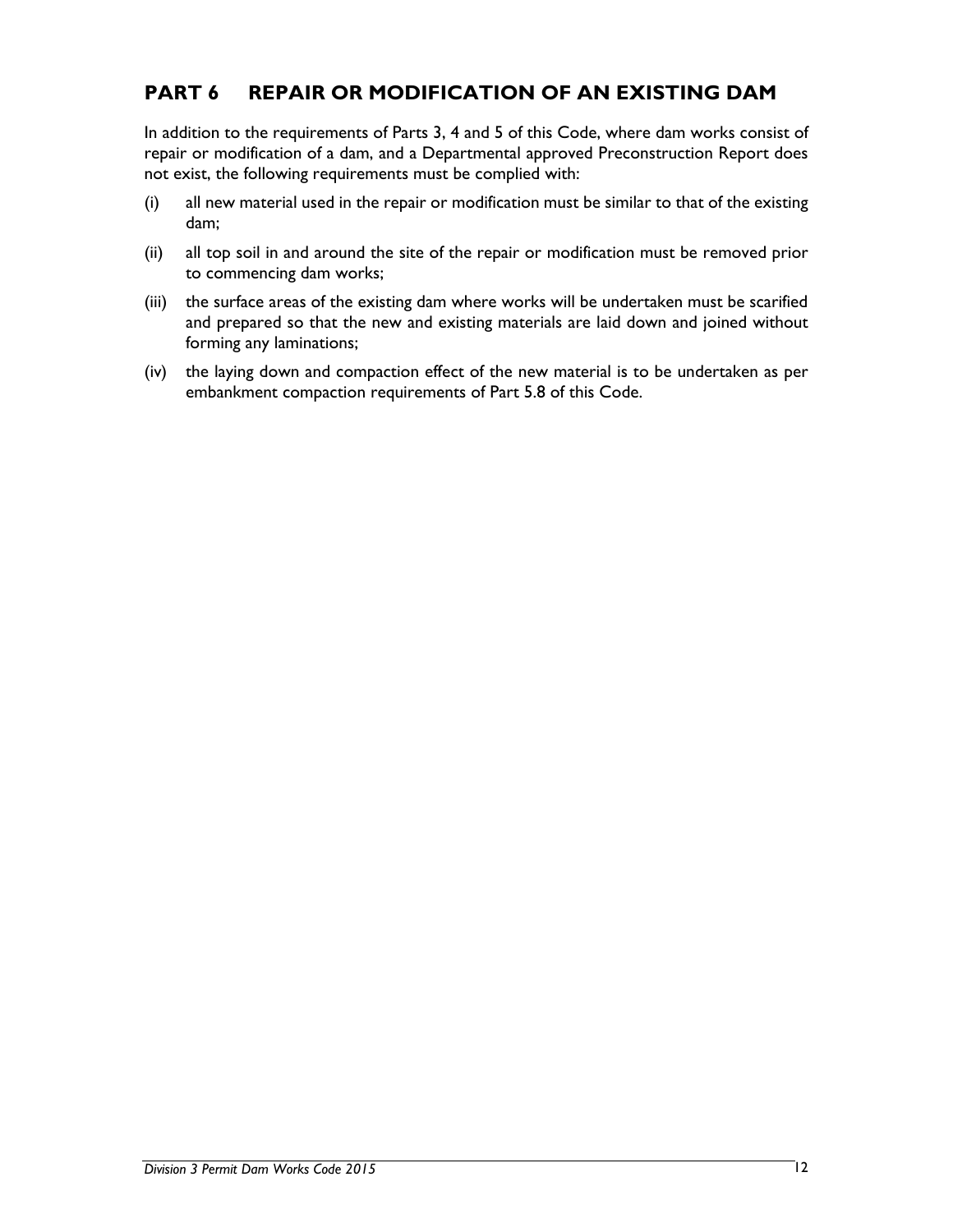## PART 6 REPAIR OR MODIFICATION OF AN EXISTING DAM

In addition to the requirements of Parts 3, 4 and 5 of this Code, where dam works consist of repair or modification of a dam, and a Departmental approved Preconstruction Report does not exist, the following requirements must be complied with:

(i) all new material used in the repair or modification must be similar to that of the existing dam;

(ii) all top soil in and around the site of the repair or modification must be removed prior to commencing dam works;

(iii) the surface areas of the existing dam where works will be undertaken must be scarified and prepared so that the new and existing materials are laid down and joined without forming any laminations;

(iv) the laying down and compaction effect of the new material is to be undertaken as per embankment compaction requirements of Part 5.8 of this Code.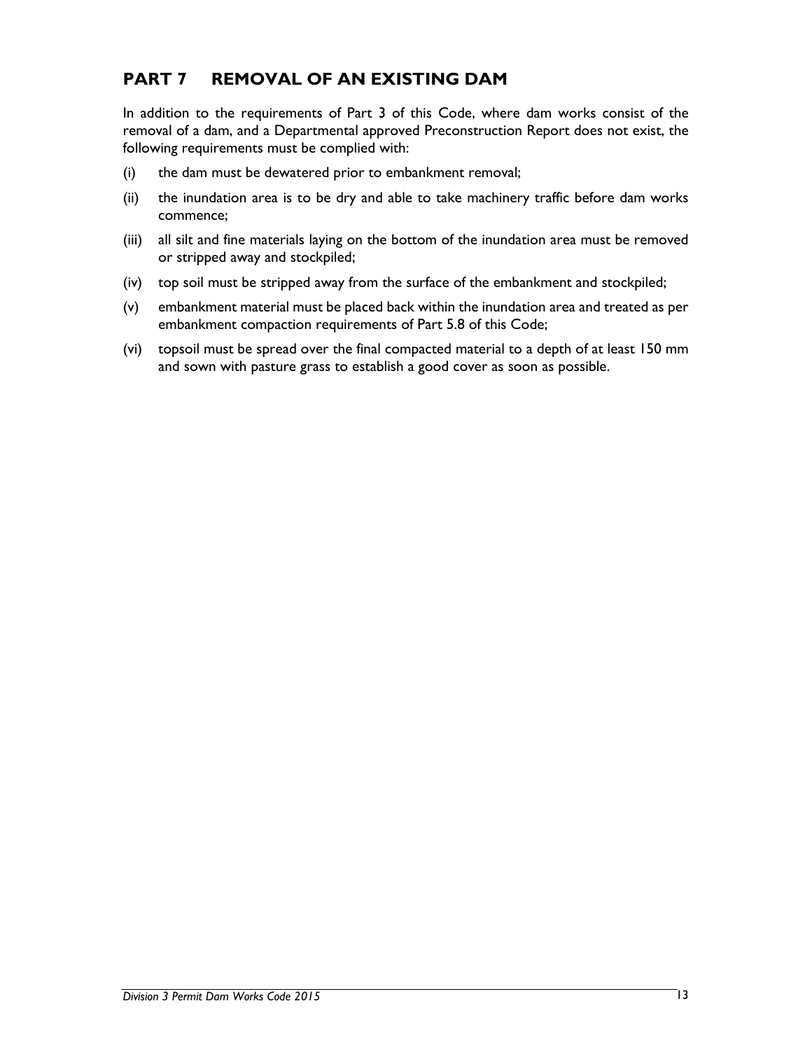## PART 7 REMOVAL OF AN EXISTING DAM

In addition to the requirements of Part 3 of this Code, where dam works consist of the removal of a dam, and a Departmental approved Preconstruction Report does not exist, the following requirements must be complied with:

(i) the dam must be dewatered prior to embankment removal;

(ii) the inundation area is to be dry and able to take machinery traffic before dam works commence;

(iii) all silt and fine materials laying on the bottom of the inundation area must be removed or stripped away and stockpiled;

(iv) top soil must be stripped away from the surface of the embankment and stockpiled;

(v) embankment material must be placed back within the inundation area and treated as per embankment compaction requirements of Part 5.8 of this Code;

(vi) topsoil must be spread over the final compacted material to a depth of at least 150 mm and sown with pasture grass to establish a good cover as soon as possible.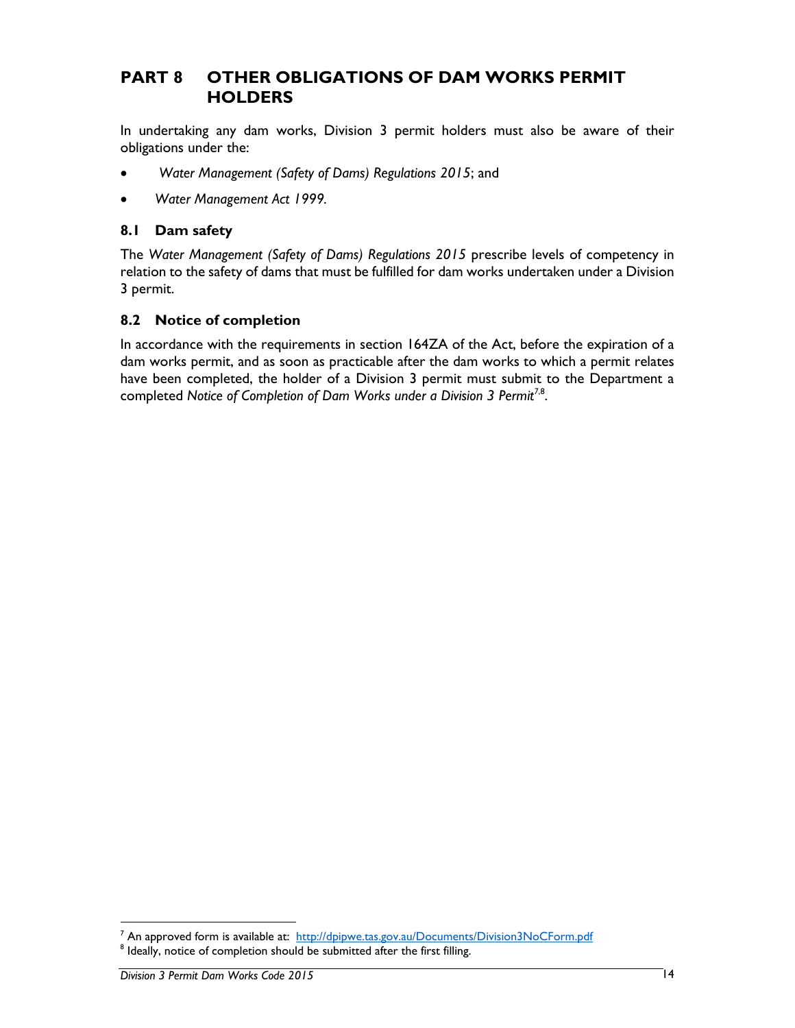# PART 8 OTHER OBLIGATIONS OF DAM WORKS PERMIT HOLDERS

In undertaking any dam works, Division 3 permit holders must also be aware of their obligations under the:

- *Water Management (Safety of Dams) Regulations 2015*; and
- *Water Management Act 1999*.

## 8.1 Dam safety

The *Water Management (Safety of Dams) Regulations 2015* prescribe levels of competency in relation to the safety of dams that must be fulfilled for dam works undertaken under a Division 3 permit.

## 8.2 Notice of completion

In accordance with the requirements in section 164ZA of the Act, before the expiration of a dam works permit, and as soon as practicable after the dam works to which a permit relates have been completed, the holder of a Division 3 permit must submit to the Department a completed *Notice of Completion of Dam Works under a Division 3 Permit*[7,8].

---

[7] An approved form is available at: http://dpipwe.tas.gov.au/Documents/Division3NoCForm.pdf

[8] Ideally, notice of completion should be submitted after the first filling.